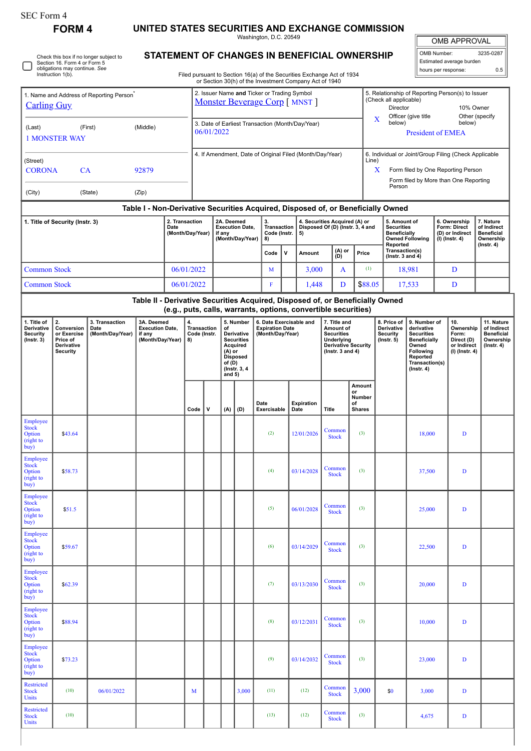SEC Form 4

# FORM 4

# UNITED STATES SECURITIES AND EXCHANGE COMMISSION

Washington, D.C. 20549

## STATEMENT OF CHANGES IN BENEFICIAL OWNERSHIP

Filed pursuant to Section 16(a) of the Securities Exchange Act of 1934 or Section 30(h) of the Investment Company Act of 1940

| OMB APPROVAL | |
|---|---|
| OMB Number: | 3235-0287 |
| Estimated average burden | |
| hours per response: | 0.5 |

☐ Check this box if no longer subject to Section 16. Form 4 or Form 5 obligations may continue. *See* Instruction 1(b).

| 1. Name and Address of Reporting Person* | 2. Issuer Name and Ticker or Trading Symbol | 5. Relationship of Reporting Person(s) to Issuer (Check all applicable) |
|---|---|---|
| Carling Guy | Monster Beverage Corp [ MNST ] | Director / 10% Owner |
| (Last) (First) (Middle) | 3. Date of Earliest Transaction (Month/Day/Year) | X Officer (give title below) / Other (specify below) |
| 1 MONSTER WAY | 06/01/2022 | President of EMEA |
| (Street) | 4. If Amendment, Date of Original Filed (Month/Day/Year) | 6. Individual or Joint/Group Filing (Check Applicable Line) |
| CORONA CA 92879 | | X Form filed by One Reporting Person |
| (City) (State) (Zip) | | Form filed by More than One Reporting Person |

### Table I - Non-Derivative Securities Acquired, Disposed of, or Beneficially Owned

| 1. Title of Security (Instr. 3) | 2. Transaction Date (Month/Day/Year) | 2A. Deemed Execution Date, if any (Month/Day/Year) | 3. Transaction Code (Instr. 8) | | 4. Securities Acquired (A) or Disposed Of (D) (Instr. 3, 4 and 5) | | | 5. Amount of Securities Beneficially Owned Following Reported Transaction(s) (Instr. 3 and 4) | 6. Ownership Form: Direct (D) or Indirect (I) (Instr. 4) | 7. Nature of Indirect Beneficial Ownership (Instr. 4) |
|---|---|---|---|---|---|---|---|---|---|---|
| | | | Code | V | Amount | (A) or (D) | Price | | | |
| Common Stock | 06/01/2022 | | M | | 3,000 | A | (1) | 18,981 | D | |
| Common Stock | 06/01/2022 | | F | | 1,448 | D | $88.05 | 17,533 | D | |

### Table II - Derivative Securities Acquired, Disposed of, or Beneficially Owned (e.g., puts, calls, warrants, options, convertible securities)

| 1. Title of Derivative Security (Instr. 3) | 2. Conversion or Exercise Price of Derivative Security | 3. Transaction Date (Month/Day/Year) | 3A. Deemed Execution Date, if any (Month/Day/Year) | 4. Transaction Code (Instr. 8) | | 5. Number of Derivative Securities Acquired (A) or Disposed of (D) (Instr. 3, 4 and 5) | | 6. Date Exercisable and Expiration Date (Month/Day/Year) | | 7. Title and Amount of Securities Underlying Derivative Security (Instr. 3 and 4) | | 8. Price of Derivative Security (Instr. 5) | 9. Number of derivative Securities Beneficially Owned Following Reported Transaction(s) (Instr. 4) | 10. Ownership Form: Direct (D) or Indirect (I) (Instr. 4) | 11. Nature of Indirect Beneficial Ownership (Instr. 4) |
|---|---|---|---|---|---|---|---|---|---|---|---|---|---|---|---|
| | | | | Code | V | (A) | (D) | Date Exercisable | Expiration Date | Title | Amount or Number of Shares | | | | |
| Employee Stock Option (right to buy) | $43.64 | | | | | | | (2) | 12/01/2026 | Common Stock | (3) | | 18,000 | D | |
| Employee Stock Option (right to buy) | $58.73 | | | | | | | (4) | 03/14/2028 | Common Stock | (3) | | 37,500 | D | |
| Employee Stock Option (right to buy) | $51.5 | | | | | | | (5) | 06/01/2028 | Common Stock | (3) | | 25,000 | D | |
| Employee Stock Option (right to buy) | $59.67 | | | | | | | (6) | 03/14/2029 | Common Stock | (3) | | 22,500 | D | |
| Employee Stock Option (right to buy) | $62.39 | | | | | | | (7) | 03/13/2030 | Common Stock | (3) | | 20,000 | D | |
| Employee Stock Option (right to buy) | $88.94 | | | | | | | (8) | 03/12/2031 | Common Stock | (3) | | 10,000 | D | |
| Employee Stock Option (right to buy) | $73.23 | | | | | | | (9) | 03/14/2032 | Common Stock | (3) | | 23,000 | D | |
| Restricted Stock Units | (10) | 06/01/2022 | | M | | | 3,000 | (11) | (12) | Common Stock | 3,000 | $0 | 3,000 | D | |
| Restricted Stock Units | (10) | | | | | | | (13) | (12) | Common Stock | (3) | | 4,675 | D | |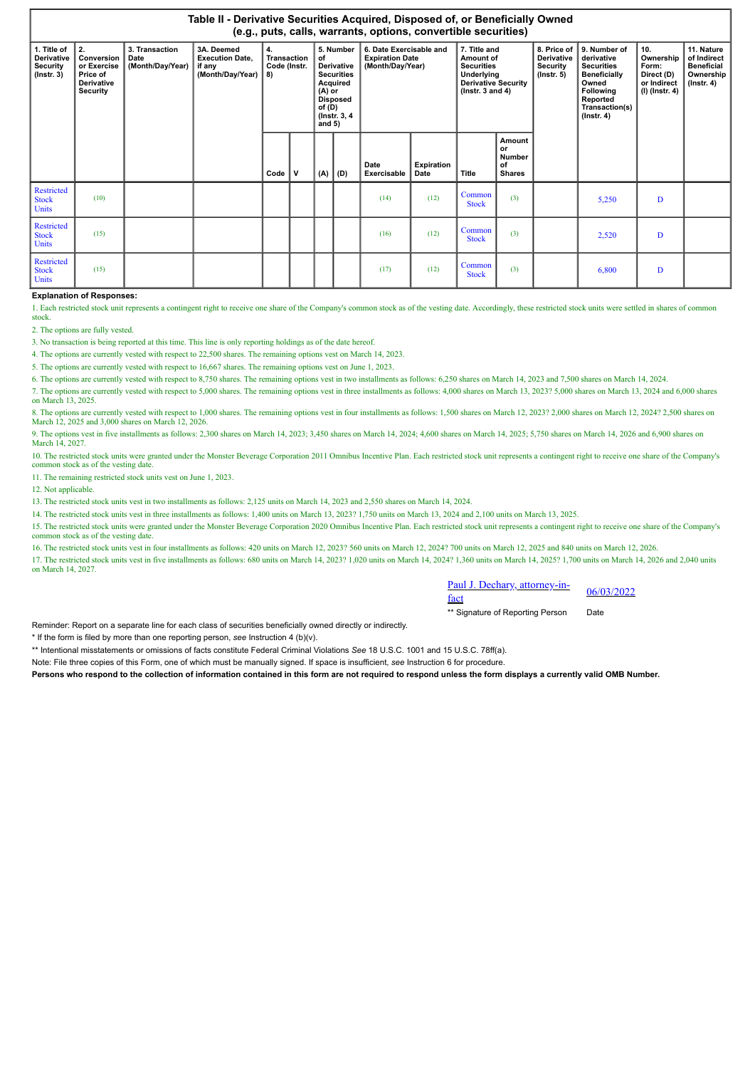## Table II - Derivative Securities Acquired, Disposed of, or Beneficially Owned (e.g., puts, calls, warrants, options, convertible securities)

| 1. Title of Derivative Security (Instr. 3) | 2. Conversion or Exercise Price of Derivative Security | 3. Transaction Date (Month/Day/Year) | 3A. Deemed Execution Date, if any (Month/Day/Year) | 4. Transaction Code (Instr. 8) | | 5. Number of Derivative Securities Acquired (A) or Disposed of (D) (Instr. 3, 4 and 5) | | 6. Date Exercisable and Expiration Date (Month/Day/Year) | | 7. Title and Amount of Securities Underlying Derivative Security (Instr. 3 and 4) | | 8. Price of Derivative Security (Instr. 5) | 9. Number of derivative Securities Beneficially Owned Following Reported Transaction(s) (Instr. 4) | 10. Ownership Form: Direct (D) or Indirect (I) (Instr. 4) | 11. Nature of Indirect Beneficial Ownership (Instr. 4) |
|---|---|---|---|---|---|---|---|---|---|---|---|---|---|---|---|
| | | | | Code | V | (A) | (D) | Date Exercisable | Expiration Date | Title | Amount or Number of Shares | | | | |
| Restricted Stock Units | (10) | | | | | | | (14) | (12) | Common Stock | (3) | | 5,250 | D | |
| Restricted Stock Units | (15) | | | | | | | (16) | (12) | Common Stock | (3) | | 2,520 | D | |
| Restricted Stock Units | (15) | | | | | | | (17) | (12) | Common Stock | (3) | | 6,800 | D | |

**Explanation of Responses:**

1. Each restricted stock unit represents a contingent right to receive one share of the Company's common stock as of the vesting date. Accordingly, these restricted stock units were settled in shares of common stock.
2. The options are fully vested.
3. No transaction is being reported at this time. This line is only reporting holdings as of the date hereof.
4. The options are currently vested with respect to 22,500 shares. The remaining options vest on March 14, 2023.
5. The options are currently vested with respect to 16,667 shares. The remaining options vest on June 1, 2023.
6. The options are currently vested with respect to 8,750 shares. The remaining options vest in two installments as follows: 6,250 shares on March 14, 2023 and 7,500 shares on March 14, 2024.
7. The options are currently vested with respect to 5,000 shares. The remaining options vest in three installments as follows: 4,000 shares on March 13, 2023? 5,000 shares on March 13, 2024 and 6,000 shares on March 13, 2025.
8. The options are currently vested with respect to 1,000 shares. The remaining options vest in four installments as follows: 1,500 shares on March 12, 2023? 2,000 shares on March 12, 2024? 2,500 shares on March 12, 2025 and 3,000 shares on March 12, 2026.
9. The options vest in five installments as follows: 2,300 shares on March 14, 2023; 3,450 shares on March 14, 2024; 4,600 shares on March 14, 2025; 5,750 shares on March 14, 2026 and 6,900 shares on March 14, 2027.
10. The restricted stock units were granted under the Monster Beverage Corporation 2011 Omnibus Incentive Plan. Each restricted stock unit represents a contingent right to receive one share of the Company's common stock as of the vesting date.
11. The remaining restricted stock units vest on June 1, 2023.
12. Not applicable.
13. The restricted stock units vest in two installments as follows: 2,125 units on March 14, 2023 and 2,550 shares on March 14, 2024.
14. The restricted stock units vest in three installments as follows: 1,400 units on March 13, 2023? 1,750 units on March 13, 2024 and 2,100 units on March 13, 2025.
15. The restricted stock units were granted under the Monster Beverage Corporation 2020 Omnibus Incentive Plan. Each restricted stock unit represents a contingent right to receive one share of the Company's common stock as of the vesting date.
16. The restricted stock units vest in four installments as follows: 420 units on March 12, 2023? 560 units on March 12, 2024? 700 units on March 12, 2025 and 840 units on March 12, 2026.
17. The restricted stock units vest in five installments as follows: 680 units on March 14, 2023? 1,020 units on March 14, 2024? 1,360 units on March 14, 2025? 1,700 units on March 14, 2026 and 2,040 units on March 14, 2027.

| | |
|---|---|
| Paul J. Dechary, attorney-in-fact | 06/03/2022 |
| ** Signature of Reporting Person | Date |

Reminder: Report on a separate line for each class of securities beneficially owned directly or indirectly.

* If the form is filed by more than one reporting person, *see* Instruction 4 (b)(v).

** Intentional misstatements or omissions of facts constitute Federal Criminal Violations *See* 18 U.S.C. 1001 and 15 U.S.C. 78ff(a).

Note: File three copies of this Form, one of which must be manually signed. If space is insufficient, *see* Instruction 6 for procedure.

**Persons who respond to the collection of information contained in this form are not required to respond unless the form displays a currently valid OMB Number.**